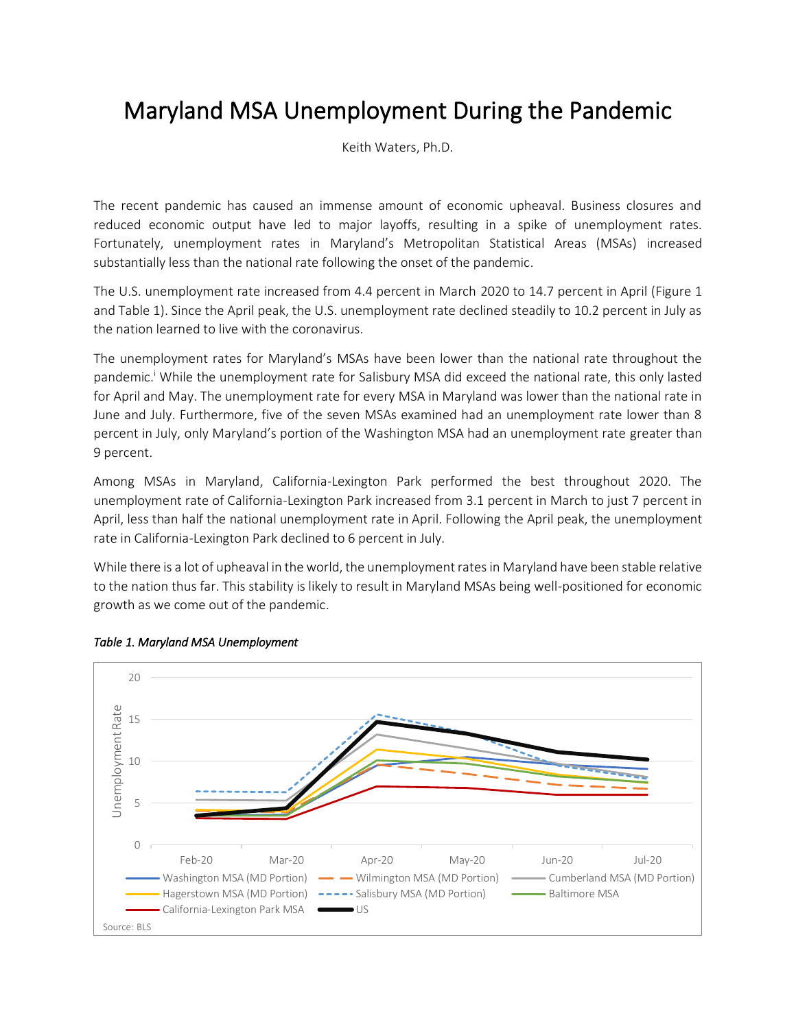# Maryland MSA Unemployment During the Pandemic

Keith Waters, Ph.D.

The recent pandemic has caused an immense amount of economic upheaval. Business closures and reduced economic output have led to major layoffs, resulting in a spike of unemployment rates. Fortunately, unemployment rates in Maryland's Metropolitan Statistical Areas (MSAs) increased substantially less than the national rate following the onset of the pandemic.

The U.S. unemployment rate increased from 4.4 percent in March 2020 to 14.7 percent in April (Figure 1 and Table 1). Since the April peak, the U.S. unemployment rate declined steadily to 10.2 percent in July as the nation learned to live with the coronavirus.

The unemployment rates for Maryland's MSAs have been lower than the national rate throughout the pandemic.[i] While the unemployment rate for Salisbury MSA did exceed the national rate, this only lasted for April and May. The unemployment rate for every MSA in Maryland was lower than the national rate in June and July. Furthermore, five of the seven MSAs examined had an unemployment rate lower than 8 percent in July, only Maryland's portion of the Washington MSA had an unemployment rate greater than 9 percent.

Among MSAs in Maryland, California-Lexington Park performed the best throughout 2020. The unemployment rate of California-Lexington Park increased from 3.1 percent in March to just 7 percent in April, less than half the national unemployment rate in April. Following the April peak, the unemployment rate in California-Lexington Park declined to 6 percent in July.

While there is a lot of upheaval in the world, the unemployment rates in Maryland have been stable relative to the nation thus far. This stability is likely to result in Maryland MSAs being well-positioned for economic growth as we come out of the pandemic.

*Table 1. Maryland MSA Unemployment*

Unemployment Rate

Feb-20, Mar-20, Apr-20, May-20, Jun-20, Jul-20

Washington MSA (MD Portion), Wilmington MSA (MD Portion), Cumberland MSA (MD Portion), Hagerstown MSA (MD Portion), Salisbury MSA (MD Portion), Baltimore MSA, California-Lexington Park MSA, US

Source: BLS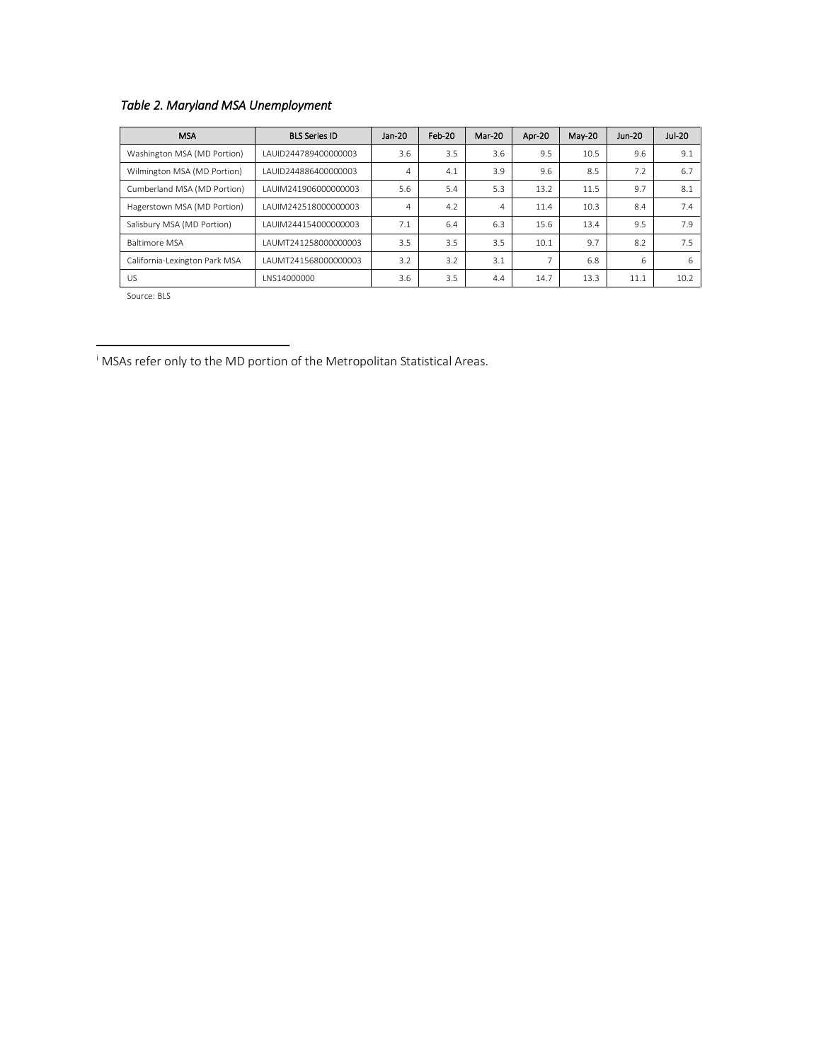*Table 2. Maryland MSA Unemployment*

| MSA | BLS Series ID | Jan-20 | Feb-20 | Mar-20 | Apr-20 | May-20 | Jun-20 | Jul-20 |
|---|---|---|---|---|---|---|---|---|
| Washington MSA (MD Portion) | LAUID244789400000003 | 3.6 | 3.5 | 3.6 | 9.5 | 10.5 | 9.6 | 9.1 |
| Wilmington MSA (MD Portion) | LAUID244886400000003 | 4 | 4.1 | 3.9 | 9.6 | 8.5 | 7.2 | 6.7 |
| Cumberland MSA (MD Portion) | LAUIM241906000000003 | 5.6 | 5.4 | 5.3 | 13.2 | 11.5 | 9.7 | 8.1 |
| Hagerstown MSA (MD Portion) | LAUIM242518000000003 | 4 | 4.2 | 4 | 11.4 | 10.3 | 8.4 | 7.4 |
| Salisbury MSA (MD Portion) | LAUIM244154000000003 | 7.1 | 6.4 | 6.3 | 15.6 | 13.4 | 9.5 | 7.9 |
| Baltimore MSA | LAUMT241258000000003 | 3.5 | 3.5 | 3.5 | 10.1 | 9.7 | 8.2 | 7.5 |
| California-Lexington Park MSA | LAUMT241568000000003 | 3.2 | 3.2 | 3.1 | 7 | 6.8 | 6 | 6 |
| US | LNS14000000 | 3.6 | 3.5 | 4.4 | 14.7 | 13.3 | 11.1 | 10.2 |

Source: BLS

---

[i] MSAs refer only to the MD portion of the Metropolitan Statistical Areas.